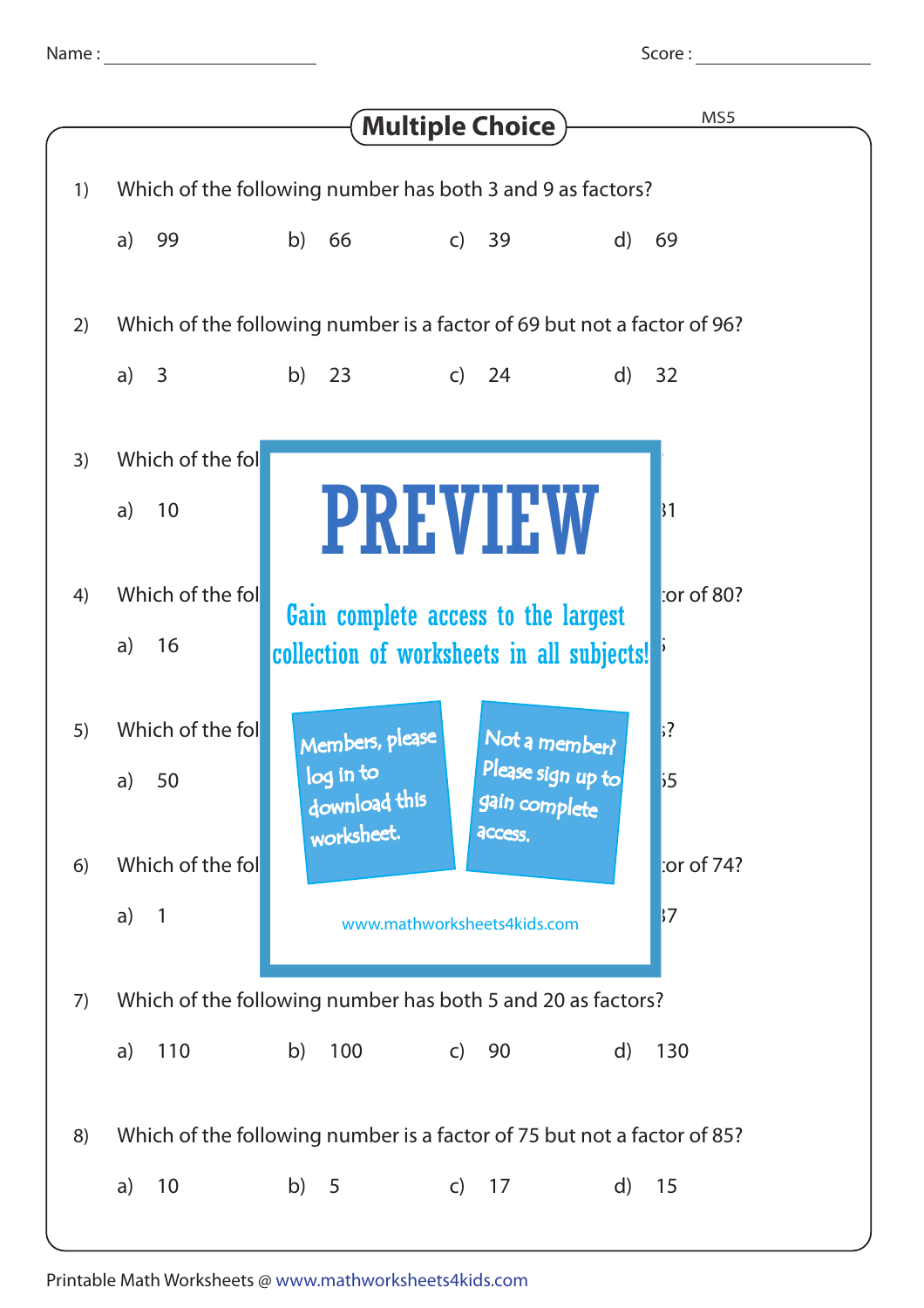Name : ____________________ Score : ____________________

# Multiple Choice

MS5

1) Which of the following number has both 3 and 9 as factors?

a) 99 b) 66 c) 39 d) 69

2) Which of the following number is a factor of 69 but not a factor of 96?

a) 3 b) 23 c) 24 d) 32

3) Which of the fol

a) 10 31

4) Which of the fol tor of 80?

a) 16 5

5) Which of the fol ?

a) 50 55

6) Which of the fol tor of 74?

a) 1 37

PREVIEW

Gain complete access to the largest collection of worksheets in all subjects!

Members, please log in to download this worksheet.

Not a member? Please sign up to gain complete access.

www.mathworksheets4kids.com

7) Which of the following number has both 5 and 20 as factors?

a) 110 b) 100 c) 90 d) 130

8) Which of the following number is a factor of 75 but not a factor of 85?

a) 10 b) 5 c) 17 d) 15

Printable Math Worksheets @ www.mathworksheets4kids.com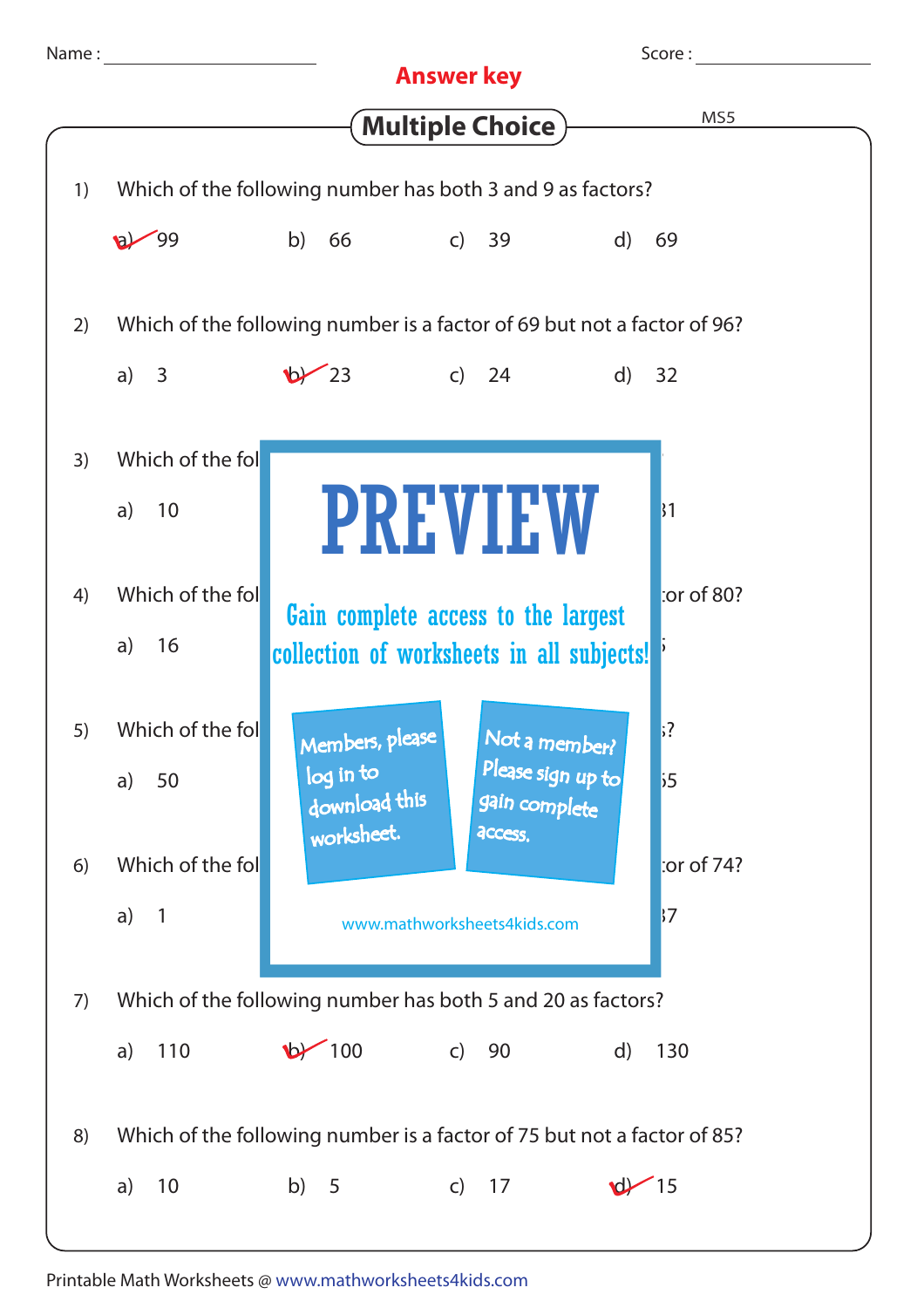Name : ____________________ Score : ____________________

**Answer key**

## Multiple Choice

MS5

1) Which of the following number has both 3 and 9 as factors?

   a) 99 ✓  b) 66  c) 39  d) 69

2) Which of the following number is a factor of 69 but not a factor of 96?

   a) 3  b) 23 ✓  c) 24  d) 32

3) Which of the fol

   a) 10   31

4) Which of the fol  tor of 80?

   a) 16   5

5) Which of the fol  ?

   a) 50   55

6) Which of the fol  tor of 74?

   a) 1   37

PREVIEW

Gain complete access to the largest collection of worksheets in all subjects!

Members, please log in to download this worksheet.

Not a member? Please sign up to gain complete access.

www.mathworksheets4kids.com

7) Which of the following number has both 5 and 20 as factors?

   a) 110  b) 100 ✓  c) 90  d) 130

8) Which of the following number is a factor of 75 but not a factor of 85?

   a) 10  b) 5  c) 17  d) 15 ✓

Printable Math Worksheets @ www.mathworksheets4kids.com